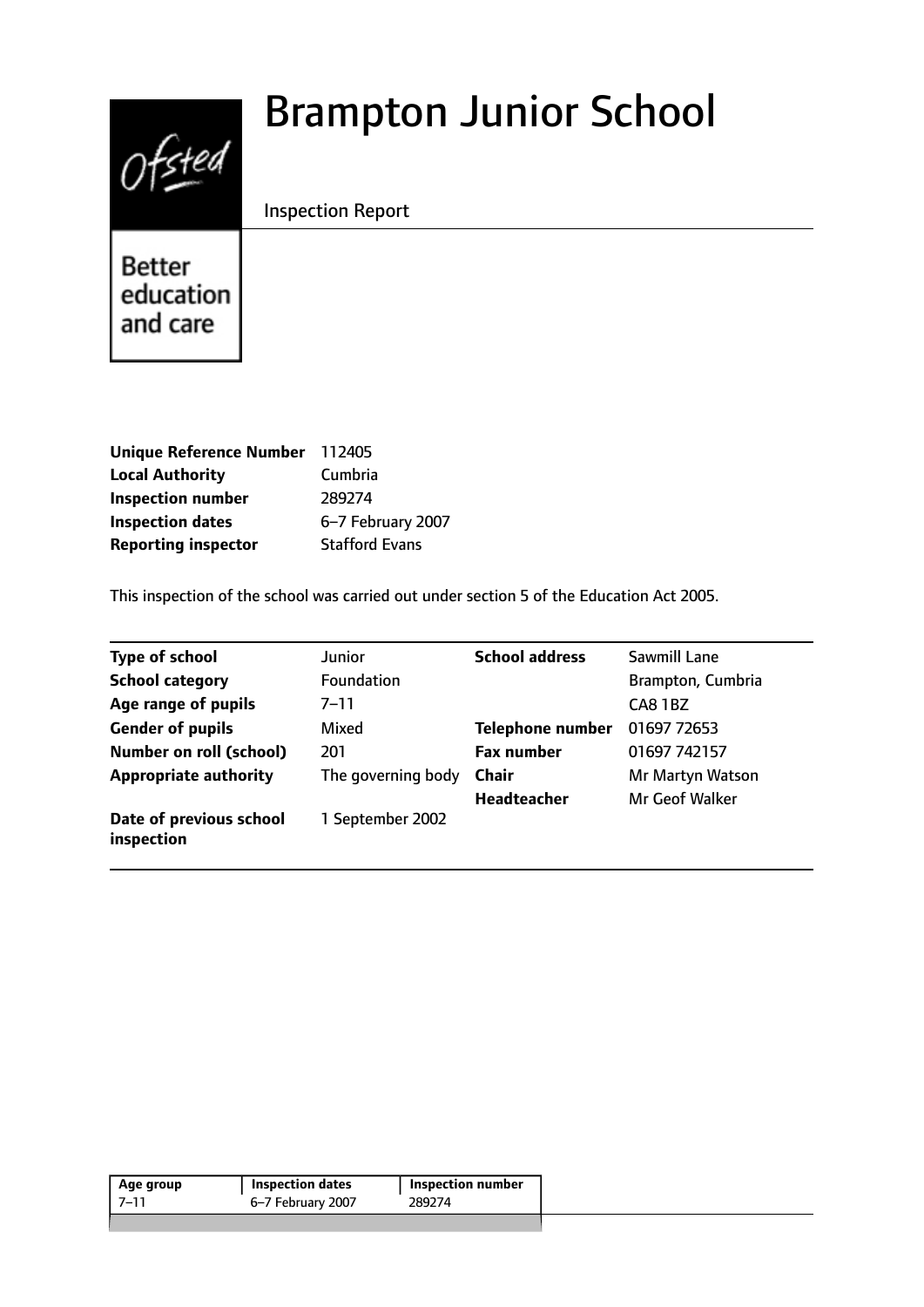# Brampton Junior School

Inspection Report

Ofsted

Better education and care

| | |
|---|---|
| **Unique Reference Number** | 112405 |
| **Local Authority** | Cumbria |
| **Inspection number** | 289274 |
| **Inspection dates** | 6–7 February 2007 |
| **Reporting inspector** | Stafford Evans |

This inspection of the school was carried out under section 5 of the Education Act 2005.

| | | | |
|---|---|---|---|
| **Type of school** | Junior | **School address** | Sawmill Lane |
| **School category** | Foundation | | Brampton, Cumbria |
| **Age range of pupils** | 7–11 | | CA8 1BZ |
| **Gender of pupils** | Mixed | **Telephone number** | 01697 72653 |
| **Number on roll (school)** | 201 | **Fax number** | 01697 742157 |
| **Appropriate authority** | The governing body | **Chair** | Mr Martyn Watson |
| | | **Headteacher** | Mr Geof Walker |
| **Date of previous school inspection** | 1 September 2002 | | |

| Age group | Inspection dates | Inspection number |
|---|---|---|
| 7–11 | 6–7 February 2007 | 289274 |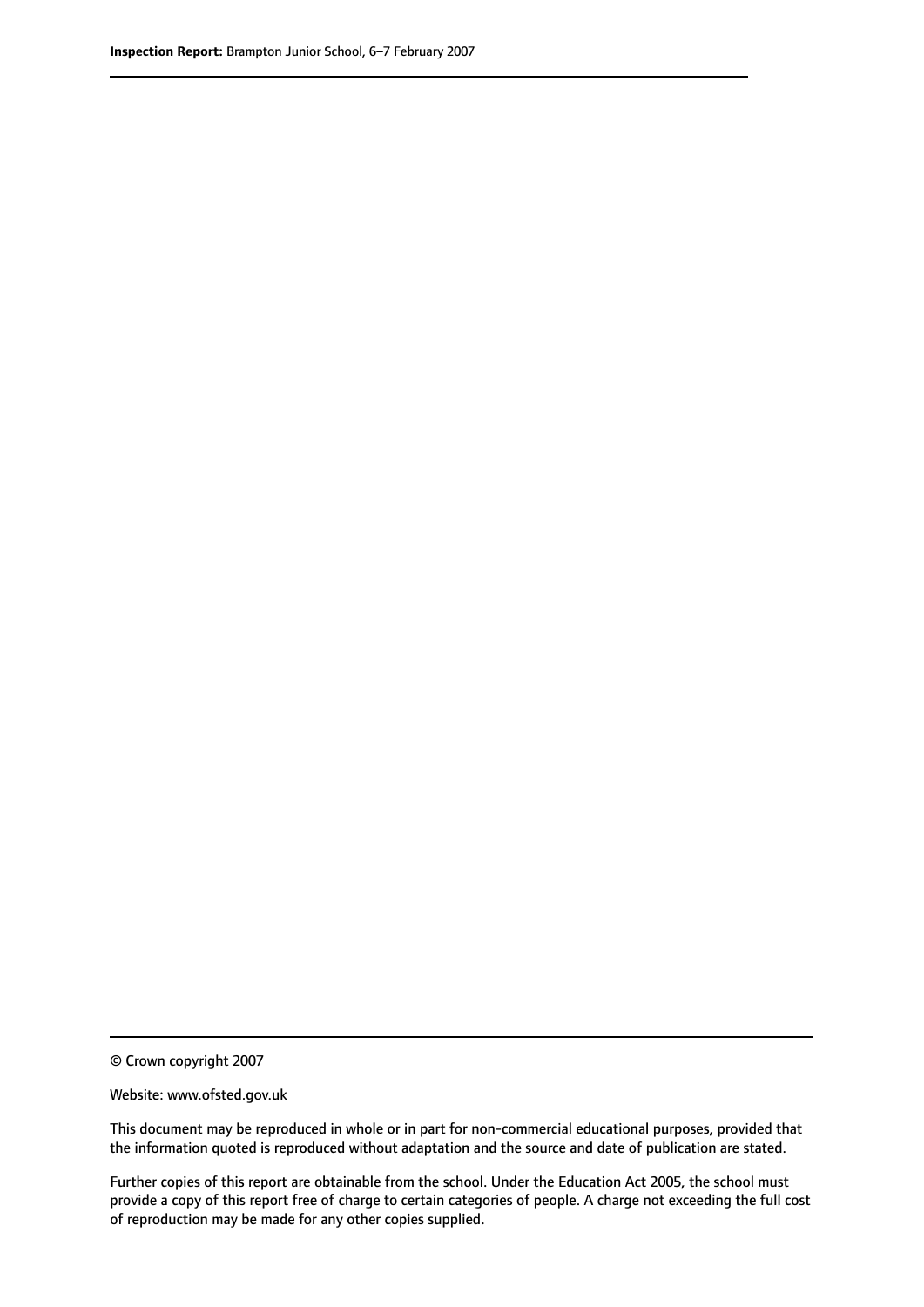© Crown copyright 2007

Website: www.ofsted.gov.uk

This document may be reproduced in whole or in part for non-commercial educational purposes, provided that the information quoted is reproduced without adaptation and the source and date of publication are stated.

Further copies of this report are obtainable from the school. Under the Education Act 2005, the school must provide a copy of this report free of charge to certain categories of people. A charge not exceeding the full cost of reproduction may be made for any other copies supplied.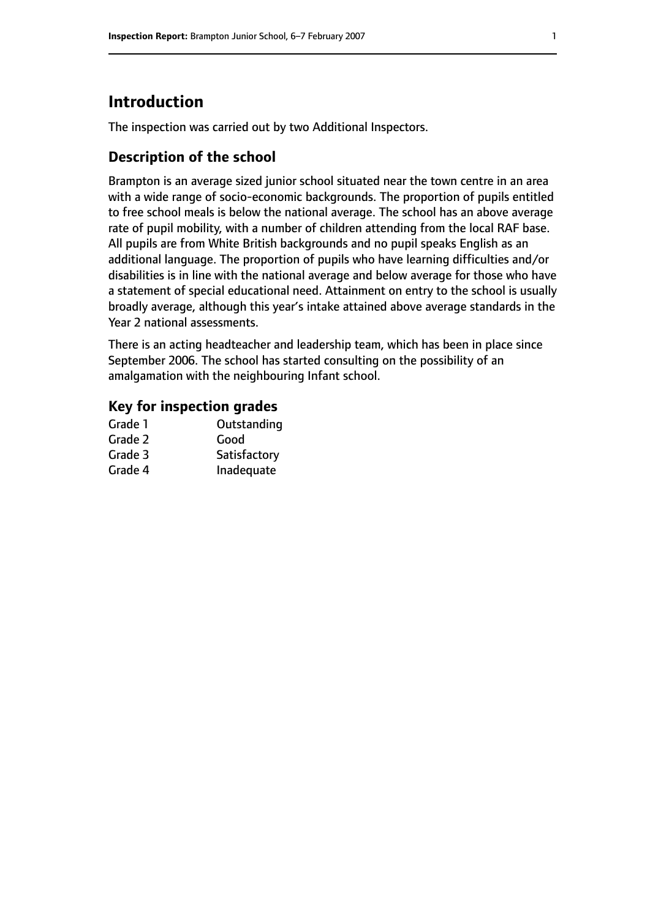# Introduction

The inspection was carried out by two Additional Inspectors.

## Description of the school

Brampton is an average sized junior school situated near the town centre in an area with a wide range of socio-economic backgrounds. The proportion of pupils entitled to free school meals is below the national average. The school has an above average rate of pupil mobility, with a number of children attending from the local RAF base. All pupils are from White British backgrounds and no pupil speaks English as an additional language. The proportion of pupils who have learning difficulties and/or disabilities is in line with the national average and below average for those who have a statement of special educational need. Attainment on entry to the school is usually broadly average, although this year's intake attained above average standards in the Year 2 national assessments.

There is an acting headteacher and leadership team, which has been in place since September 2006. The school has started consulting on the possibility of an amalgamation with the neighbouring Infant school.

## Key for inspection grades

| | |
|---|---|
| Grade 1 | Outstanding |
| Grade 2 | Good |
| Grade 3 | Satisfactory |
| Grade 4 | Inadequate |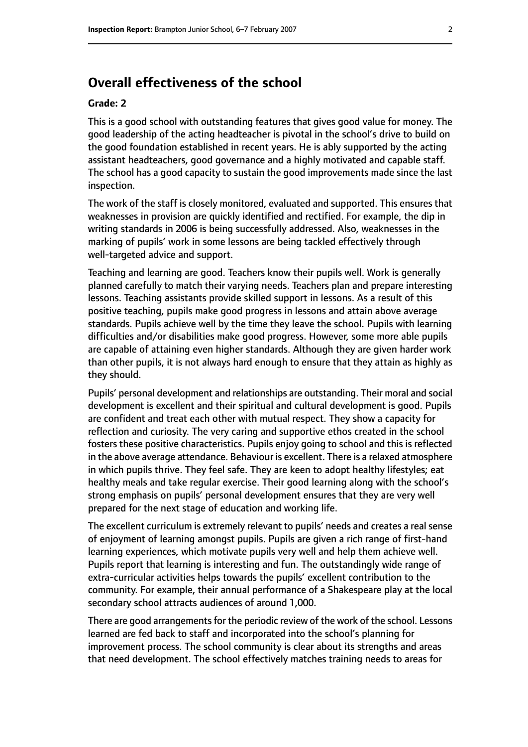## Overall effectiveness of the school

**Grade: 2**

This is a good school with outstanding features that gives good value for money. The good leadership of the acting headteacher is pivotal in the school's drive to build on the good foundation established in recent years. He is ably supported by the acting assistant headteachers, good governance and a highly motivated and capable staff. The school has a good capacity to sustain the good improvements made since the last inspection.

The work of the staff is closely monitored, evaluated and supported. This ensures that weaknesses in provision are quickly identified and rectified. For example, the dip in writing standards in 2006 is being successfully addressed. Also, weaknesses in the marking of pupils' work in some lessons are being tackled effectively through well-targeted advice and support.

Teaching and learning are good. Teachers know their pupils well. Work is generally planned carefully to match their varying needs. Teachers plan and prepare interesting lessons. Teaching assistants provide skilled support in lessons. As a result of this positive teaching, pupils make good progress in lessons and attain above average standards. Pupils achieve well by the time they leave the school. Pupils with learning difficulties and/or disabilities make good progress. However, some more able pupils are capable of attaining even higher standards. Although they are given harder work than other pupils, it is not always hard enough to ensure that they attain as highly as they should.

Pupils' personal development and relationships are outstanding. Their moral and social development is excellent and their spiritual and cultural development is good. Pupils are confident and treat each other with mutual respect. They show a capacity for reflection and curiosity. The very caring and supportive ethos created in the school fosters these positive characteristics. Pupils enjoy going to school and this is reflected in the above average attendance. Behaviour is excellent. There is a relaxed atmosphere in which pupils thrive. They feel safe. They are keen to adopt healthy lifestyles; eat healthy meals and take regular exercise. Their good learning along with the school's strong emphasis on pupils' personal development ensures that they are very well prepared for the next stage of education and working life.

The excellent curriculum is extremely relevant to pupils' needs and creates a real sense of enjoyment of learning amongst pupils. Pupils are given a rich range of first-hand learning experiences, which motivate pupils very well and help them achieve well. Pupils report that learning is interesting and fun. The outstandingly wide range of extra-curricular activities helps towards the pupils' excellent contribution to the community. For example, their annual performance of a Shakespeare play at the local secondary school attracts audiences of around 1,000.

There are good arrangements for the periodic review of the work of the school. Lessons learned are fed back to staff and incorporated into the school's planning for improvement process. The school community is clear about its strengths and areas that need development. The school effectively matches training needs to areas for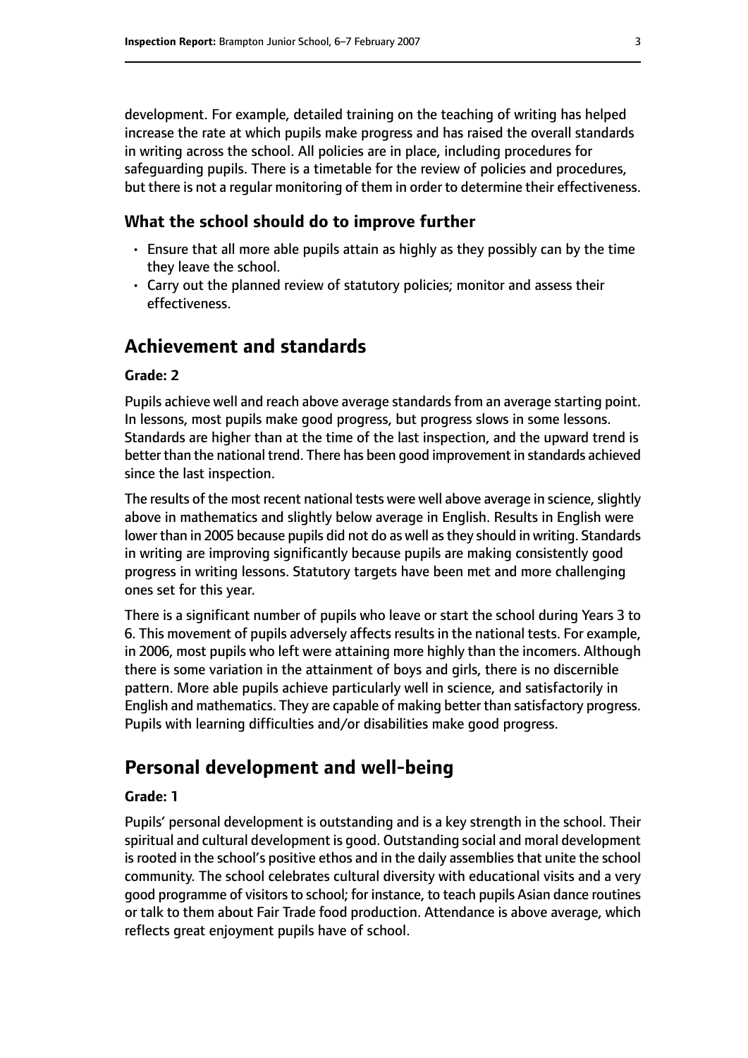development. For example, detailed training on the teaching of writing has helped increase the rate at which pupils make progress and has raised the overall standards in writing across the school. All policies are in place, including procedures for safeguarding pupils. There is a timetable for the review of policies and procedures, but there is not a regular monitoring of them in order to determine their effectiveness.

### What the school should do to improve further

- Ensure that all more able pupils attain as highly as they possibly can by the time they leave the school.
- Carry out the planned review of statutory policies; monitor and assess their effectiveness.

## Achievement and standards

**Grade: 2**

Pupils achieve well and reach above average standards from an average starting point. In lessons, most pupils make good progress, but progress slows in some lessons. Standards are higher than at the time of the last inspection, and the upward trend is better than the national trend. There has been good improvement in standards achieved since the last inspection.

The results of the most recent national tests were well above average in science, slightly above in mathematics and slightly below average in English. Results in English were lower than in 2005 because pupils did not do as well as they should in writing. Standards in writing are improving significantly because pupils are making consistently good progress in writing lessons. Statutory targets have been met and more challenging ones set for this year.

There is a significant number of pupils who leave or start the school during Years 3 to 6. This movement of pupils adversely affects results in the national tests. For example, in 2006, most pupils who left were attaining more highly than the incomers. Although there is some variation in the attainment of boys and girls, there is no discernible pattern. More able pupils achieve particularly well in science, and satisfactorily in English and mathematics. They are capable of making better than satisfactory progress. Pupils with learning difficulties and/or disabilities make good progress.

## Personal development and well-being

**Grade: 1**

Pupils' personal development is outstanding and is a key strength in the school. Their spiritual and cultural development is good. Outstanding social and moral development is rooted in the school's positive ethos and in the daily assemblies that unite the school community. The school celebrates cultural diversity with educational visits and a very good programme of visitors to school; for instance, to teach pupils Asian dance routines or talk to them about Fair Trade food production. Attendance is above average, which reflects great enjoyment pupils have of school.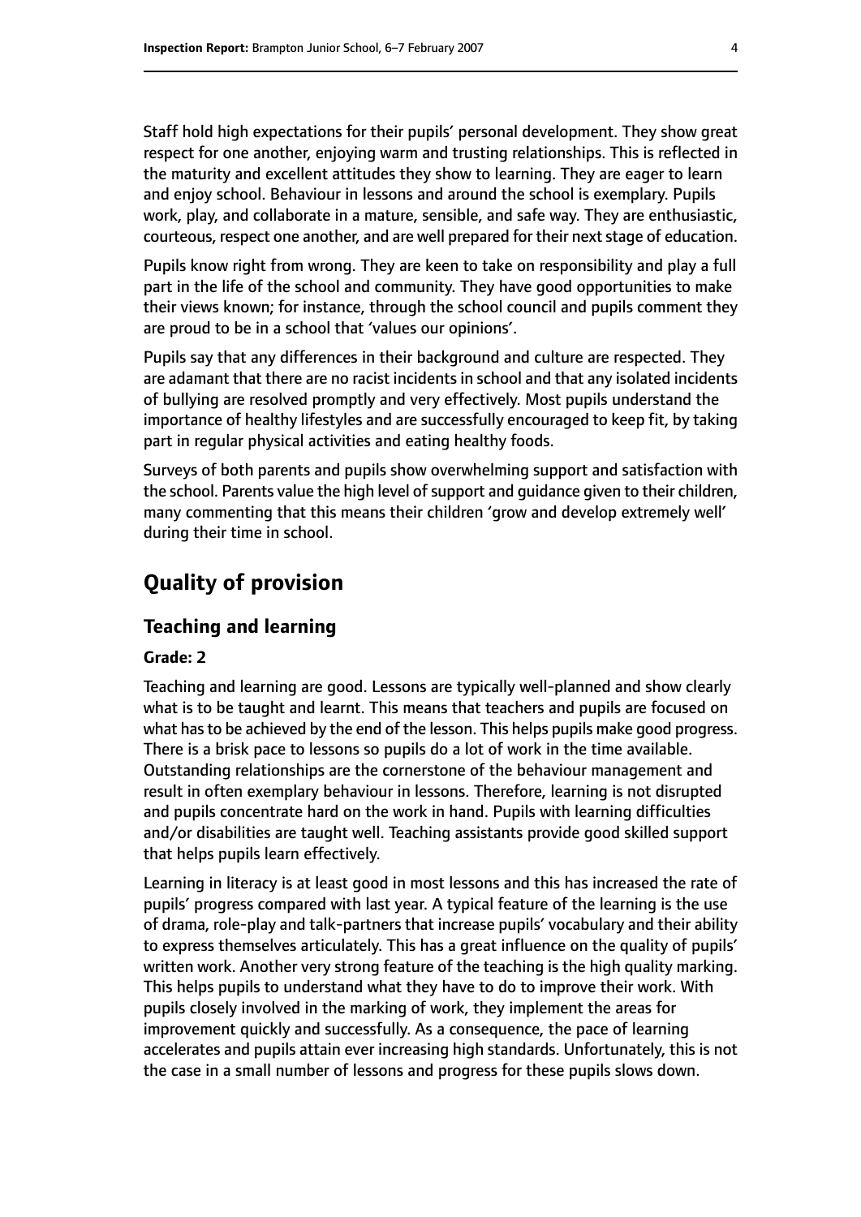Staff hold high expectations for their pupils' personal development. They show great respect for one another, enjoying warm and trusting relationships. This is reflected in the maturity and excellent attitudes they show to learning. They are eager to learn and enjoy school. Behaviour in lessons and around the school is exemplary. Pupils work, play, and collaborate in a mature, sensible, and safe way. They are enthusiastic, courteous, respect one another, and are well prepared for their next stage of education.

Pupils know right from wrong. They are keen to take on responsibility and play a full part in the life of the school and community. They have good opportunities to make their views known; for instance, through the school council and pupils comment they are proud to be in a school that 'values our opinions'.

Pupils say that any differences in their background and culture are respected. They are adamant that there are no racist incidents in school and that any isolated incidents of bullying are resolved promptly and very effectively. Most pupils understand the importance of healthy lifestyles and are successfully encouraged to keep fit, by taking part in regular physical activities and eating healthy foods.

Surveys of both parents and pupils show overwhelming support and satisfaction with the school. Parents value the high level of support and guidance given to their children, many commenting that this means their children 'grow and develop extremely well' during their time in school.

## Quality of provision

### Teaching and learning

#### Grade: 2

Teaching and learning are good. Lessons are typically well-planned and show clearly what is to be taught and learnt. This means that teachers and pupils are focused on what has to be achieved by the end of the lesson. This helps pupils make good progress. There is a brisk pace to lessons so pupils do a lot of work in the time available. Outstanding relationships are the cornerstone of the behaviour management and result in often exemplary behaviour in lessons. Therefore, learning is not disrupted and pupils concentrate hard on the work in hand. Pupils with learning difficulties and/or disabilities are taught well. Teaching assistants provide good skilled support that helps pupils learn effectively.

Learning in literacy is at least good in most lessons and this has increased the rate of pupils' progress compared with last year. A typical feature of the learning is the use of drama, role-play and talk-partners that increase pupils' vocabulary and their ability to express themselves articulately. This has a great influence on the quality of pupils' written work. Another very strong feature of the teaching is the high quality marking. This helps pupils to understand what they have to do to improve their work. With pupils closely involved in the marking of work, they implement the areas for improvement quickly and successfully. As a consequence, the pace of learning accelerates and pupils attain ever increasing high standards. Unfortunately, this is not the case in a small number of lessons and progress for these pupils slows down.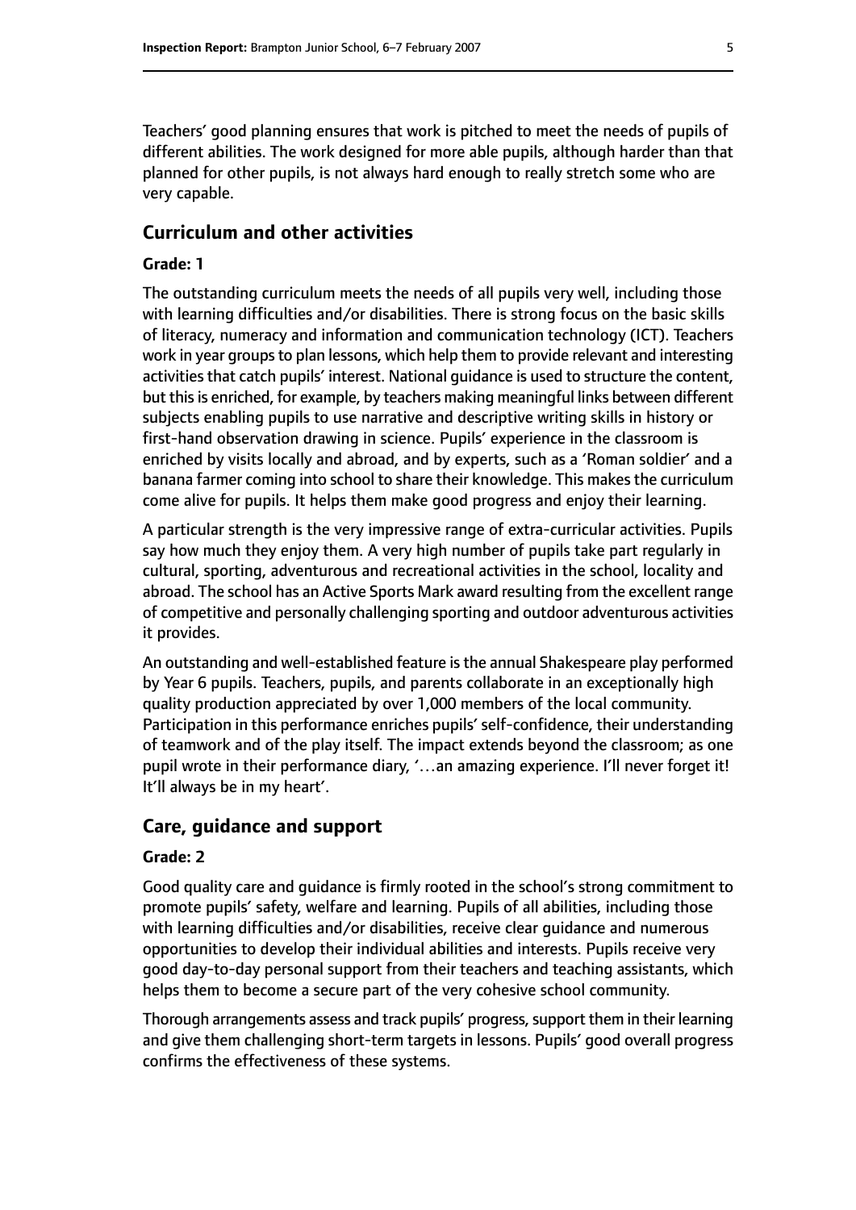Teachers' good planning ensures that work is pitched to meet the needs of pupils of different abilities. The work designed for more able pupils, although harder than that planned for other pupils, is not always hard enough to really stretch some who are very capable.

## Curriculum and other activities

#### Grade: 1

The outstanding curriculum meets the needs of all pupils very well, including those with learning difficulties and/or disabilities. There is strong focus on the basic skills of literacy, numeracy and information and communication technology (ICT). Teachers work in year groups to plan lessons, which help them to provide relevant and interesting activities that catch pupils' interest. National guidance is used to structure the content, but this is enriched, for example, by teachers making meaningful links between different subjects enabling pupils to use narrative and descriptive writing skills in history or first-hand observation drawing in science. Pupils' experience in the classroom is enriched by visits locally and abroad, and by experts, such as a 'Roman soldier' and a banana farmer coming into school to share their knowledge. This makes the curriculum come alive for pupils. It helps them make good progress and enjoy their learning.

A particular strength is the very impressive range of extra-curricular activities. Pupils say how much they enjoy them. A very high number of pupils take part regularly in cultural, sporting, adventurous and recreational activities in the school, locality and abroad. The school has an Active Sports Mark award resulting from the excellent range of competitive and personally challenging sporting and outdoor adventurous activities it provides.

An outstanding and well-established feature is the annual Shakespeare play performed by Year 6 pupils. Teachers, pupils, and parents collaborate in an exceptionally high quality production appreciated by over 1,000 members of the local community. Participation in this performance enriches pupils' self-confidence, their understanding of teamwork and of the play itself. The impact extends beyond the classroom; as one pupil wrote in their performance diary, '…an amazing experience. I'll never forget it! It'll always be in my heart'.

## Care, guidance and support

#### Grade: 2

Good quality care and guidance is firmly rooted in the school's strong commitment to promote pupils' safety, welfare and learning. Pupils of all abilities, including those with learning difficulties and/or disabilities, receive clear guidance and numerous opportunities to develop their individual abilities and interests. Pupils receive very good day-to-day personal support from their teachers and teaching assistants, which helps them to become a secure part of the very cohesive school community.

Thorough arrangements assess and track pupils' progress, support them in their learning and give them challenging short-term targets in lessons. Pupils' good overall progress confirms the effectiveness of these systems.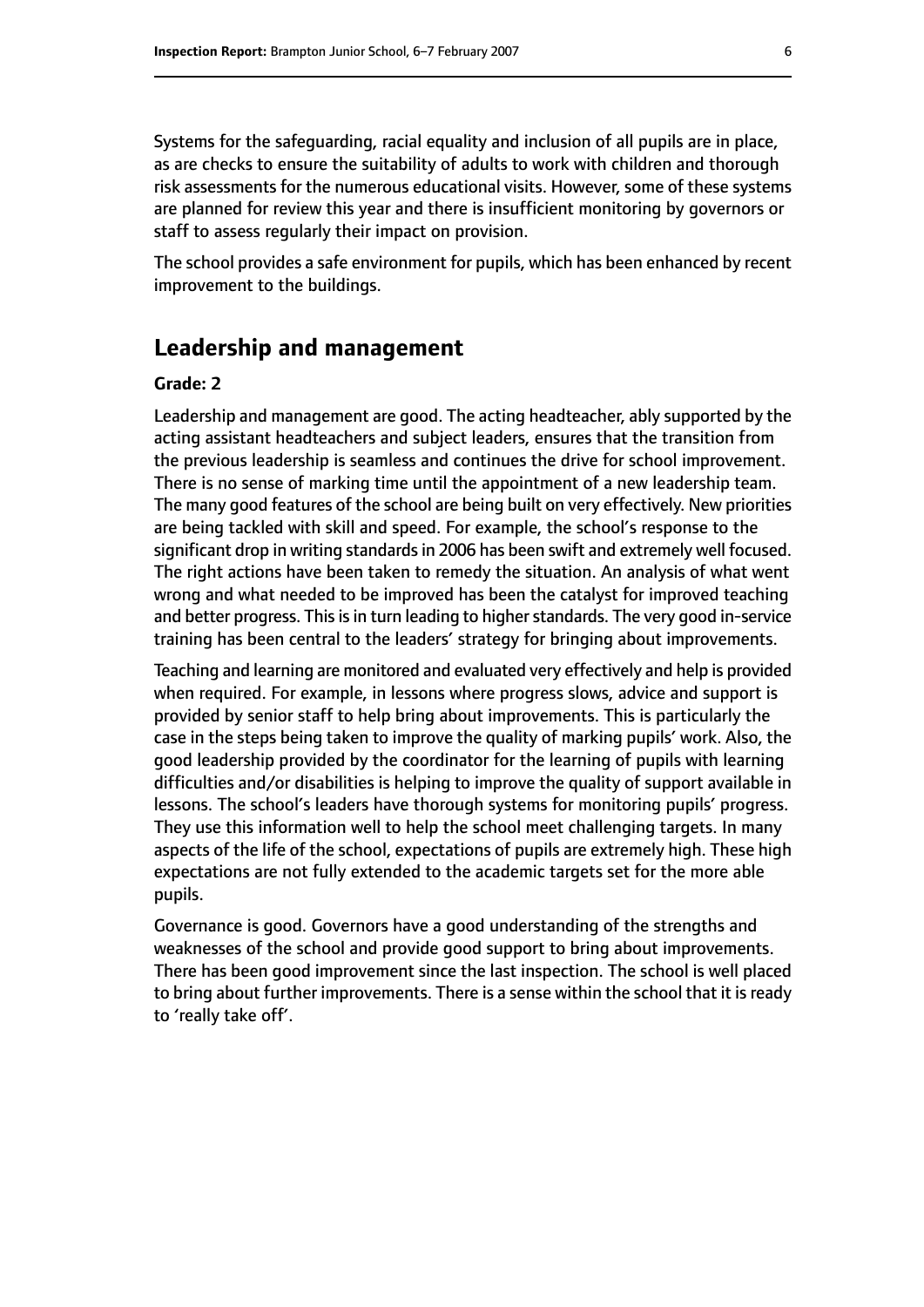Systems for the safeguarding, racial equality and inclusion of all pupils are in place, as are checks to ensure the suitability of adults to work with children and thorough risk assessments for the numerous educational visits. However, some of these systems are planned for review this year and there is insufficient monitoring by governors or staff to assess regularly their impact on provision.

The school provides a safe environment for pupils, which has been enhanced by recent improvement to the buildings.

## Leadership and management

**Grade: 2**

Leadership and management are good. The acting headteacher, ably supported by the acting assistant headteachers and subject leaders, ensures that the transition from the previous leadership is seamless and continues the drive for school improvement. There is no sense of marking time until the appointment of a new leadership team. The many good features of the school are being built on very effectively. New priorities are being tackled with skill and speed. For example, the school's response to the significant drop in writing standards in 2006 has been swift and extremely well focused. The right actions have been taken to remedy the situation. An analysis of what went wrong and what needed to be improved has been the catalyst for improved teaching and better progress. This is in turn leading to higher standards. The very good in-service training has been central to the leaders' strategy for bringing about improvements.

Teaching and learning are monitored and evaluated very effectively and help is provided when required. For example, in lessons where progress slows, advice and support is provided by senior staff to help bring about improvements. This is particularly the case in the steps being taken to improve the quality of marking pupils' work. Also, the good leadership provided by the coordinator for the learning of pupils with learning difficulties and/or disabilities is helping to improve the quality of support available in lessons. The school's leaders have thorough systems for monitoring pupils' progress. They use this information well to help the school meet challenging targets. In many aspects of the life of the school, expectations of pupils are extremely high. These high expectations are not fully extended to the academic targets set for the more able pupils.

Governance is good. Governors have a good understanding of the strengths and weaknesses of the school and provide good support to bring about improvements. There has been good improvement since the last inspection. The school is well placed to bring about further improvements. There is a sense within the school that it is ready to 'really take off'.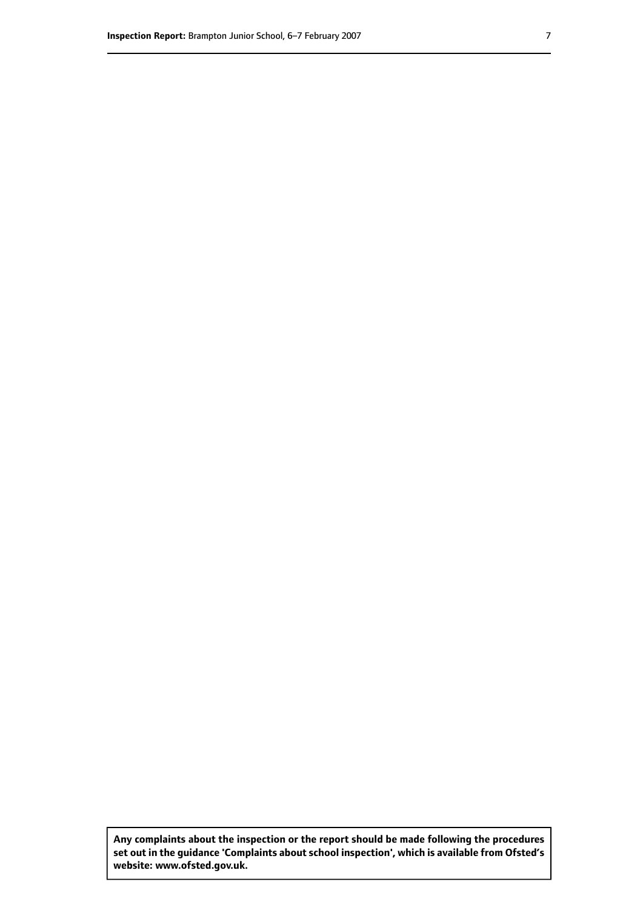**Any complaints about the inspection or the report should be made following the procedures set out in the guidance 'Complaints about school inspection', which is available from Ofsted's website: www.ofsted.gov.uk.**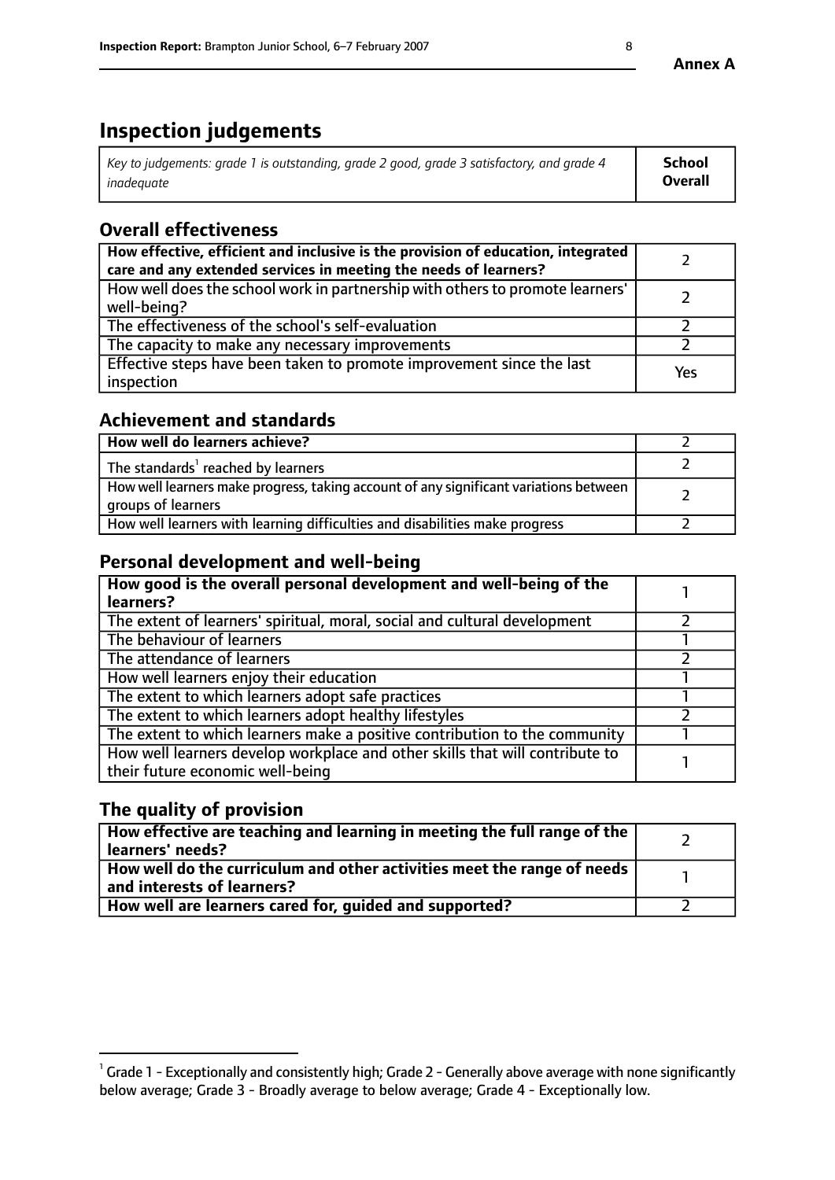**Annex A**

# Inspection judgements

| *Key to judgements: grade 1 is outstanding, grade 2 good, grade 3 satisfactory, and grade 4 inadequate* | **School Overall** |
|---|---|

## Overall effectiveness

| | |
|---|---|
| **How effective, efficient and inclusive is the provision of education, integrated care and any extended services in meeting the needs of learners?** | 2 |
| How well does the school work in partnership with others to promote learners' well-being? | 2 |
| The effectiveness of the school's self-evaluation | 2 |
| The capacity to make any necessary improvements | 2 |
| Effective steps have been taken to promote improvement since the last inspection | Yes |

## Achievement and standards

| | |
|---|---|
| **How well do learners achieve?** | 2 |
| The standards[1] reached by learners | 2 |
| How well learners make progress, taking account of any significant variations between groups of learners | 2 |
| How well learners with learning difficulties and disabilities make progress | 2 |

## Personal development and well-being

| | |
|---|---|
| **How good is the overall personal development and well-being of the learners?** | 1 |
| The extent of learners' spiritual, moral, social and cultural development | 2 |
| The behaviour of learners | 1 |
| The attendance of learners | 2 |
| How well learners enjoy their education | 1 |
| The extent to which learners adopt safe practices | 1 |
| The extent to which learners adopt healthy lifestyles | 2 |
| The extent to which learners make a positive contribution to the community | 1 |
| How well learners develop workplace and other skills that will contribute to their future economic well-being | 1 |

## The quality of provision

| | |
|---|---|
| **How effective are teaching and learning in meeting the full range of the learners' needs?** | 2 |
| **How well do the curriculum and other activities meet the range of needs and interests of learners?** | 1 |
| **How well are learners cared for, guided and supported?** | 2 |

[1] Grade 1 - Exceptionally and consistently high; Grade 2 - Generally above average with none significantly below average; Grade 3 - Broadly average to below average; Grade 4 - Exceptionally low.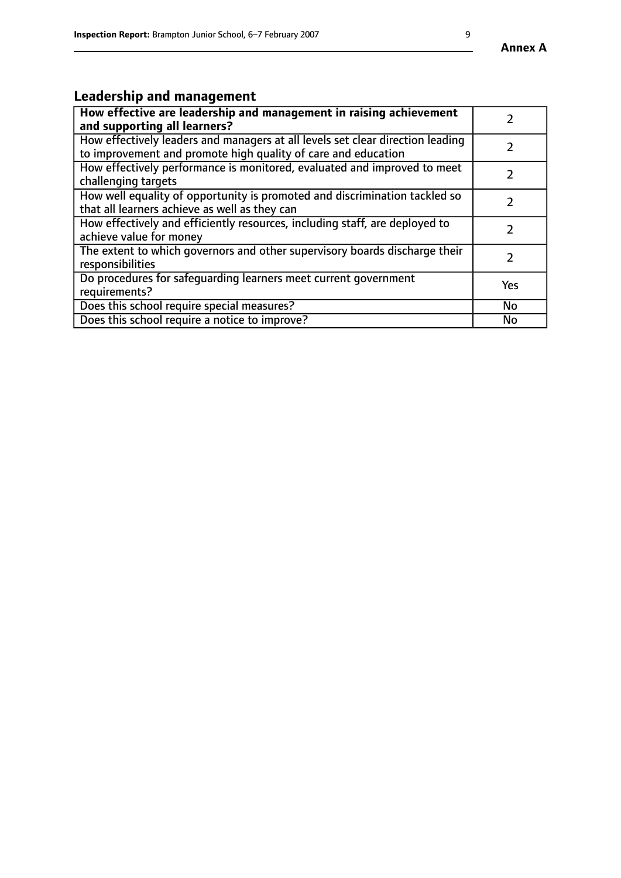## Leadership and management

| How effective are leadership and management in raising achievement and supporting all learners? | 2 |
|---|---|
| How effectively leaders and managers at all levels set clear direction leading to improvement and promote high quality of care and education | 2 |
| How effectively performance is monitored, evaluated and improved to meet challenging targets | 2 |
| How well equality of opportunity is promoted and discrimination tackled so that all learners achieve as well as they can | 2 |
| How effectively and efficiently resources, including staff, are deployed to achieve value for money | 2 |
| The extent to which governors and other supervisory boards discharge their responsibilities | 2 |
| Do procedures for safeguarding learners meet current government requirements? | Yes |
| Does this school require special measures? | No |
| Does this school require a notice to improve? | No |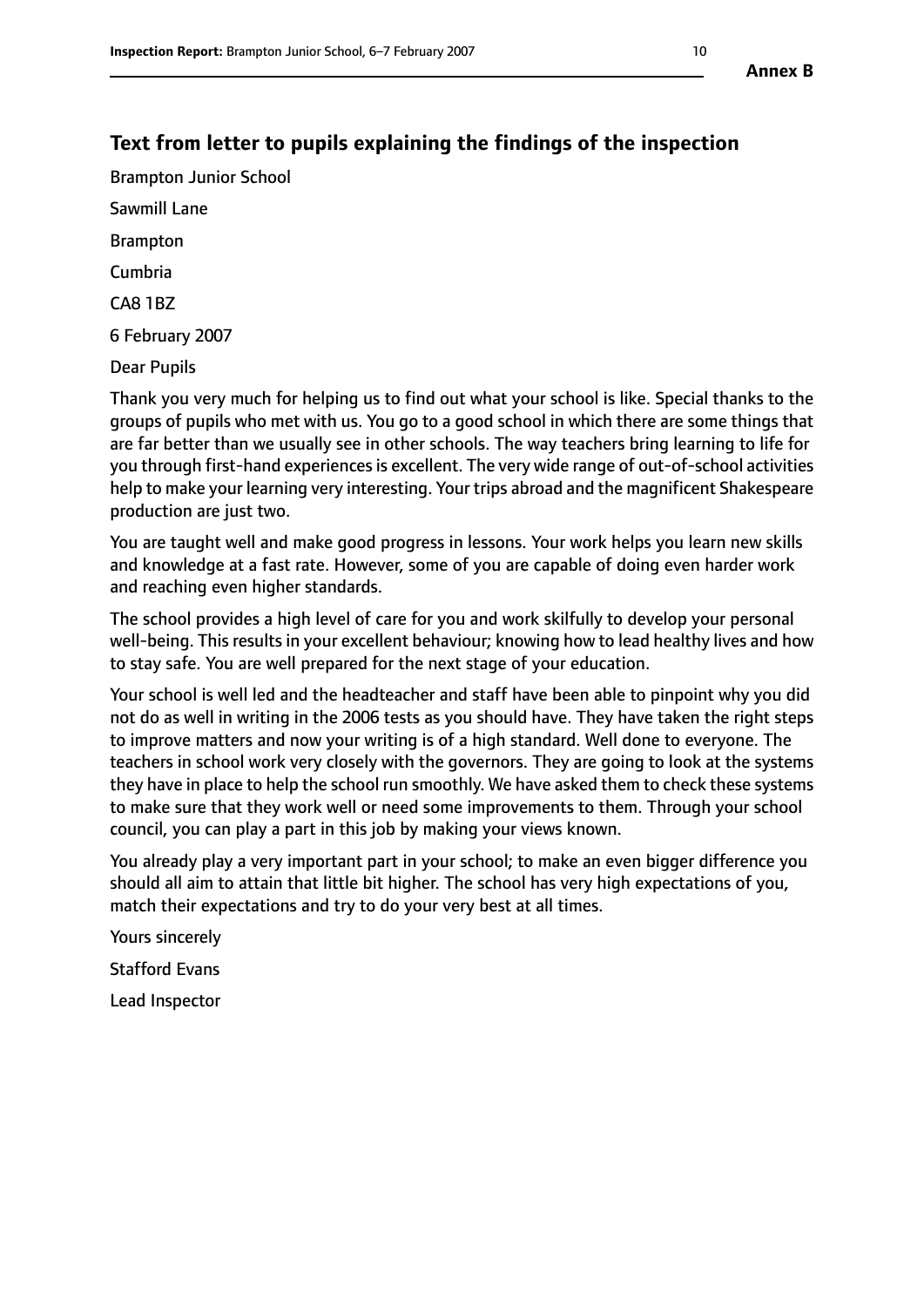## Text from letter to pupils explaining the findings of the inspection

Brampton Junior School

Sawmill Lane

Brampton

Cumbria

CA8 1BZ

6 February 2007

Dear Pupils

Thank you very much for helping us to find out what your school is like. Special thanks to the groups of pupils who met with us. You go to a good school in which there are some things that are far better than we usually see in other schools. The way teachers bring learning to life for you through first-hand experiences is excellent. The very wide range of out-of-school activities help to make your learning very interesting. Your trips abroad and the magnificent Shakespeare production are just two.

You are taught well and make good progress in lessons. Your work helps you learn new skills and knowledge at a fast rate. However, some of you are capable of doing even harder work and reaching even higher standards.

The school provides a high level of care for you and work skilfully to develop your personal well-being. This results in your excellent behaviour; knowing how to lead healthy lives and how to stay safe. You are well prepared for the next stage of your education.

Your school is well led and the headteacher and staff have been able to pinpoint why you did not do as well in writing in the 2006 tests as you should have. They have taken the right steps to improve matters and now your writing is of a high standard. Well done to everyone. The teachers in school work very closely with the governors. They are going to look at the systems they have in place to help the school run smoothly. We have asked them to check these systems to make sure that they work well or need some improvements to them. Through your school council, you can play a part in this job by making your views known.

You already play a very important part in your school; to make an even bigger difference you should all aim to attain that little bit higher. The school has very high expectations of you, match their expectations and try to do your very best at all times.

Yours sincerely

Stafford Evans

Lead Inspector